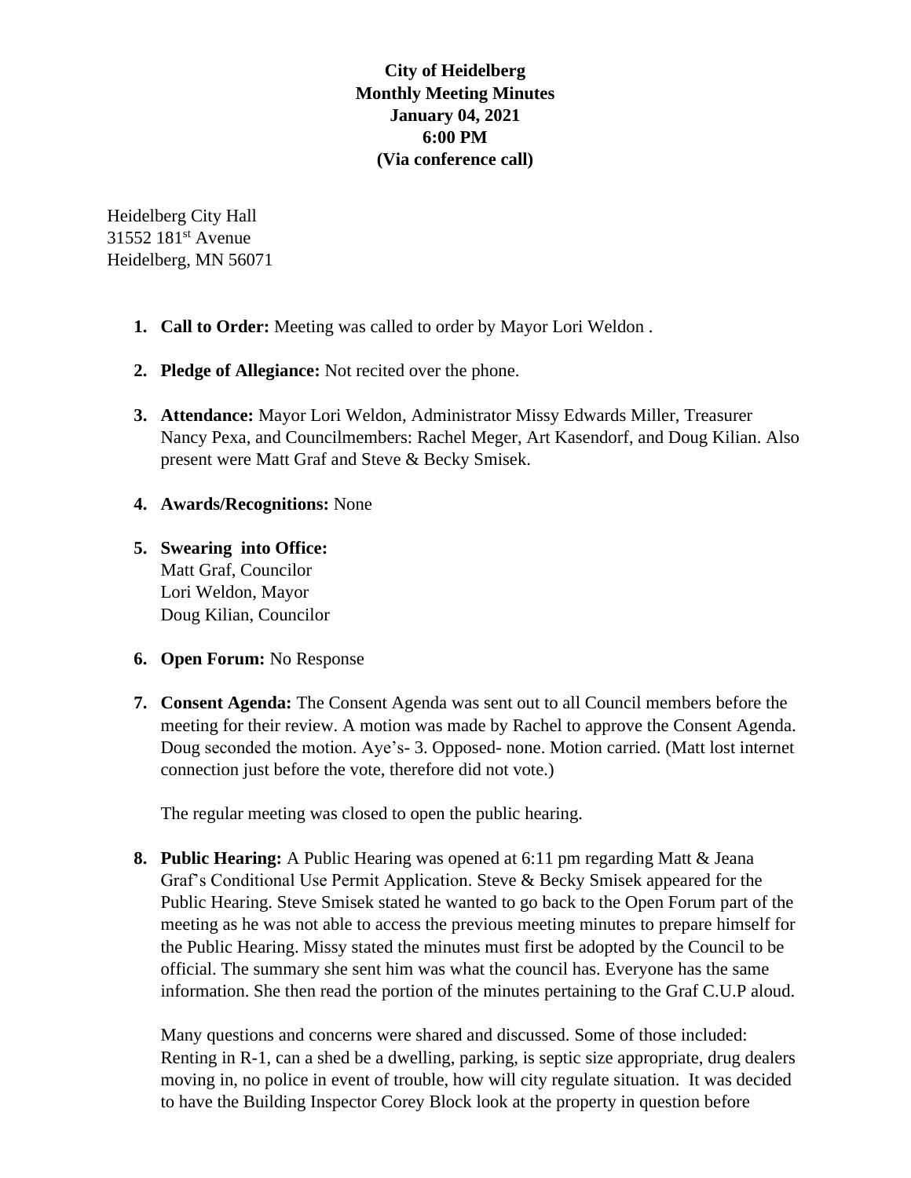**City of Heidelberg**
**Monthly Meeting Minutes**
**January 04, 2021**
**6:00 PM**
**(Via conference call)**

Heidelberg City Hall
31552 181st Avenue
Heidelberg, MN 56071

1. **Call to Order:** Meeting was called to order by Mayor Lori Weldon .

2. **Pledge of Allegiance:** Not recited over the phone.

3. **Attendance:** Mayor Lori Weldon, Administrator Missy Edwards Miller, Treasurer Nancy Pexa, and Councilmembers: Rachel Meger, Art Kasendorf, and Doug Kilian. Also present were Matt Graf and Steve & Becky Smisek.

4. **Awards/Recognitions:** None

5. **Swearing into Office:**
   Matt Graf, Councilor
   Lori Weldon, Mayor
   Doug Kilian, Councilor

6. **Open Forum:** No Response

7. **Consent Agenda:** The Consent Agenda was sent out to all Council members before the meeting for their review. A motion was made by Rachel to approve the Consent Agenda. Doug seconded the motion. Aye's- 3. Opposed- none. Motion carried. (Matt lost internet connection just before the vote, therefore did not vote.)

   The regular meeting was closed to open the public hearing.

8. **Public Hearing:** A Public Hearing was opened at 6:11 pm regarding Matt & Jeana Graf's Conditional Use Permit Application. Steve & Becky Smisek appeared for the Public Hearing. Steve Smisek stated he wanted to go back to the Open Forum part of the meeting as he was not able to access the previous meeting minutes to prepare himself for the Public Hearing. Missy stated the minutes must first be adopted by the Council to be official. The summary she sent him was what the council has. Everyone has the same information. She then read the portion of the minutes pertaining to the Graf C.U.P aloud.

   Many questions and concerns were shared and discussed. Some of those included: Renting in R-1, can a shed be a dwelling, parking, is septic size appropriate, drug dealers moving in, no police in event of trouble, how will city regulate situation. It was decided to have the Building Inspector Corey Block look at the property in question before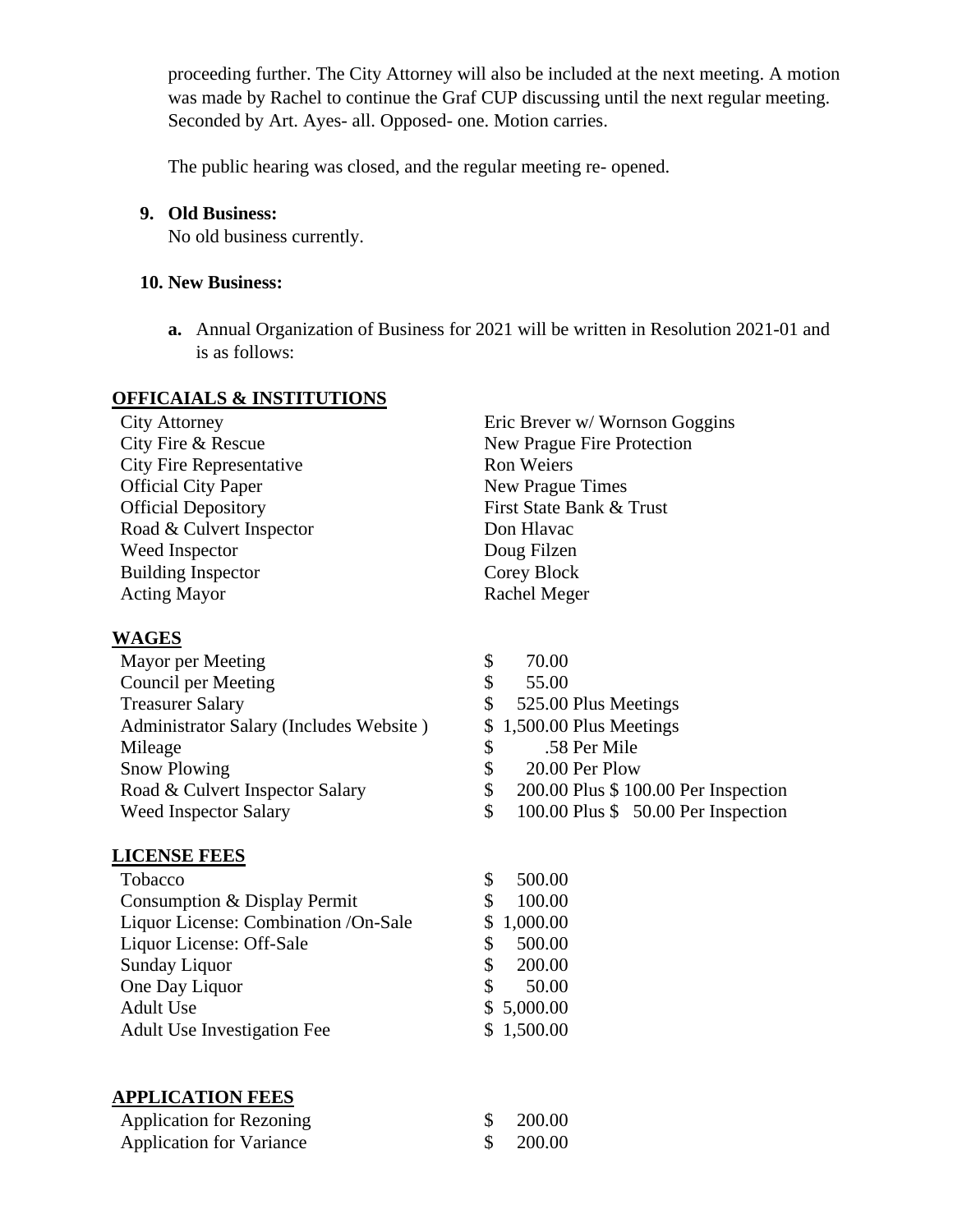proceeding further. The City Attorney will also be included at the next meeting. A motion was made by Rachel to continue the Graf CUP discussing until the next regular meeting. Seconded by Art. Ayes- all. Opposed- one. Motion carries.

The public hearing was closed, and the regular meeting re- opened.

**9. Old Business:**
No old business currently.

**10. New Business:**

**a.** Annual Organization of Business for 2021 will be written in Resolution 2021-01 and is as follows:

**OFFICAIALS & INSTITUTIONS**

| | |
|---|---|
| City Attorney | Eric Brever w/ Wornson Goggins |
| City Fire & Rescue | New Prague Fire Protection |
| City Fire Representative | Ron Weiers |
| Official City Paper | New Prague Times |
| Official Depository | First State Bank & Trust |
| Road & Culvert Inspector | Don Hlavac |
| Weed Inspector | Doug Filzen |
| Building Inspector | Corey Block |
| Acting Mayor | Rachel Meger |

**WAGES**

| | |
|---|---|
| Mayor per Meeting | $ 70.00 |
| Council per Meeting | $ 55.00 |
| Treasurer Salary | $ 525.00 Plus Meetings |
| Administrator Salary (Includes Website ) | $ 1,500.00 Plus Meetings |
| Mileage | $ .58 Per Mile |
| Snow Plowing | $ 20.00 Per Plow |
| Road & Culvert Inspector Salary | $ 200.00 Plus $ 100.00 Per Inspection |
| Weed Inspector Salary | $ 100.00 Plus $ 50.00 Per Inspection |

**LICENSE FEES**

| | |
|---|---|
| Tobacco | $ 500.00 |
| Consumption & Display Permit | $ 100.00 |
| Liquor License: Combination /On-Sale | $ 1,000.00 |
| Liquor License: Off-Sale | $ 500.00 |
| Sunday Liquor | $ 200.00 |
| One Day Liquor | $ 50.00 |
| Adult Use | $ 5,000.00 |
| Adult Use Investigation Fee | $ 1,500.00 |

**APPLICATION FEES**

| | |
|---|---|
| Application for Rezoning | $ 200.00 |
| Application for Variance | $ 200.00 |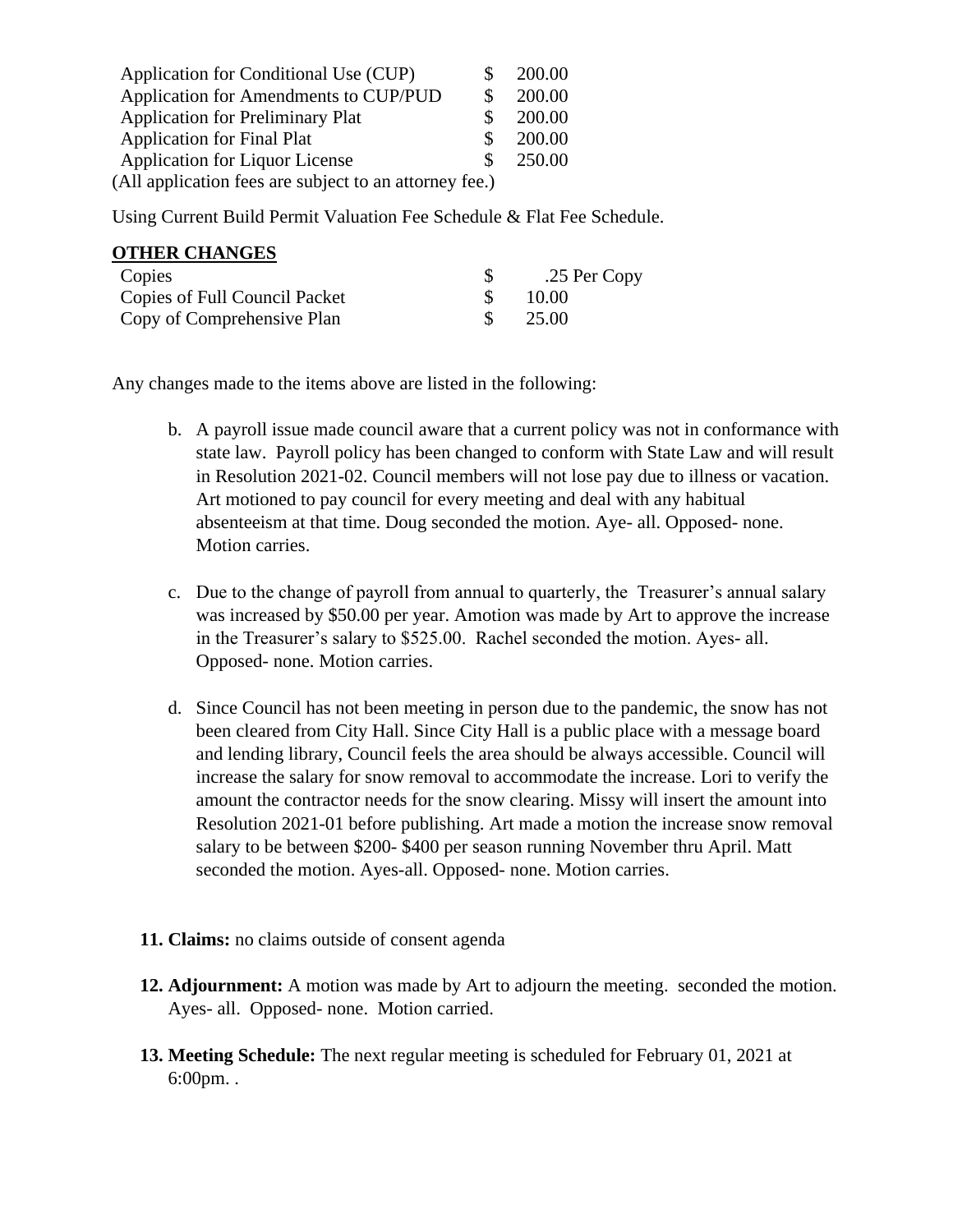| | | |
|---|---|---|
| Application for Conditional Use (CUP) | $ | 200.00 |
| Application for Amendments to CUP/PUD | $ | 200.00 |
| Application for Preliminary Plat | $ | 200.00 |
| Application for Final Plat | $ | 200.00 |
| Application for Liquor License | $ | 250.00 |

(All application fees are subject to an attorney fee.)

Using Current Build Permit Valuation Fee Schedule & Flat Fee Schedule.

**OTHER CHANGES**

| | | |
|---|---|---|
| Copies | $ | .25 Per Copy |
| Copies of Full Council Packet | $ | 10.00 |
| Copy of Comprehensive Plan | $ | 25.00 |

Any changes made to the items above are listed in the following:

b. A payroll issue made council aware that a current policy was not in conformance with state law. Payroll policy has been changed to conform with State Law and will result in Resolution 2021-02. Council members will not lose pay due to illness or vacation. Art motioned to pay council for every meeting and deal with any habitual absenteeism at that time. Doug seconded the motion. Aye- all. Opposed- none. Motion carries.

c. Due to the change of payroll from annual to quarterly, the Treasurer's annual salary was increased by $50.00 per year. Amotion was made by Art to approve the increase in the Treasurer's salary to $525.00. Rachel seconded the motion. Ayes- all. Opposed- none. Motion carries.

d. Since Council has not been meeting in person due to the pandemic, the snow has not been cleared from City Hall. Since City Hall is a public place with a message board and lending library, Council feels the area should be always accessible. Council will increase the salary for snow removal to accommodate the increase. Lori to verify the amount the contractor needs for the snow clearing. Missy will insert the amount into Resolution 2021-01 before publishing. Art made a motion the increase snow removal salary to be between $200- $400 per season running November thru April. Matt seconded the motion. Ayes-all. Opposed- none. Motion carries.

**11. Claims:** no claims outside of consent agenda

**12. Adjournment:** A motion was made by Art to adjourn the meeting. seconded the motion. Ayes- all. Opposed- none. Motion carried.

**13. Meeting Schedule:** The next regular meeting is scheduled for February 01, 2021 at 6:00pm. .